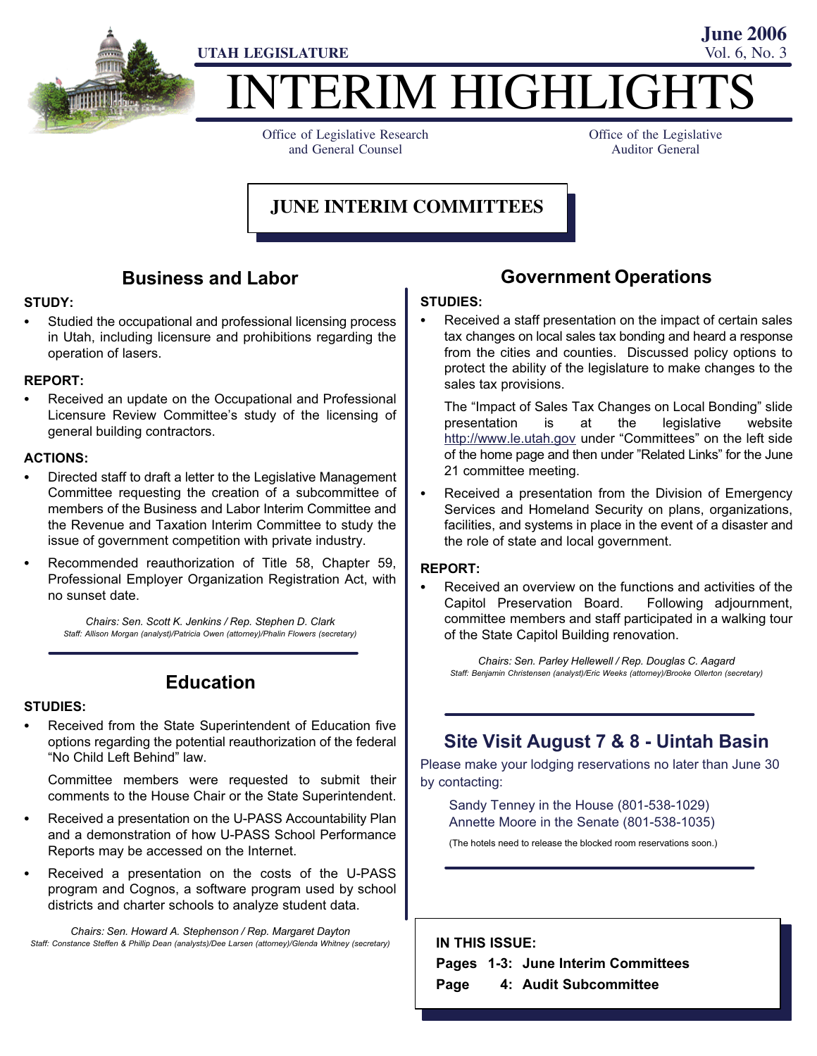UTAH LEGISLATURE

**June 2006**
Vol. 6, No. 3

# INTERIM HIGHLIGHTS

Office of Legislative Research and General Counsel

Office of the Legislative Auditor General

## JUNE INTERIM COMMITTEES

### Business and Labor

**STUDY:**

- Studied the occupational and professional licensing process in Utah, including licensure and prohibitions regarding the operation of lasers.

**REPORT:**

- Received an update on the Occupational and Professional Licensure Review Committee's study of the licensing of general building contractors.

**ACTIONS:**

- Directed staff to draft a letter to the Legislative Management Committee requesting the creation of a subcommittee of members of the Business and Labor Interim Committee and the Revenue and Taxation Interim Committee to study the issue of government competition with private industry.
- Recommended reauthorization of Title 58, Chapter 59, Professional Employer Organization Registration Act, with no sunset date.

*Chairs: Sen. Scott K. Jenkins / Rep. Stephen D. Clark*
*Staff: Allison Morgan (analyst)/Patricia Owen (attorney)/Phalin Flowers (secretary)*

### Education

**STUDIES:**

- Received from the State Superintendent of Education five options regarding the potential reauthorization of the federal "No Child Left Behind" law.

  Committee members were requested to submit their comments to the House Chair or the State Superintendent.

- Received a presentation on the U-PASS Accountability Plan and a demonstration of how U-PASS School Performance Reports may be accessed on the Internet.
- Received a presentation on the costs of the U-PASS program and Cognos, a software program used by school districts and charter schools to analyze student data.

*Chairs: Sen. Howard A. Stephenson / Rep. Margaret Dayton*
*Staff: Constance Steffen & Phillip Dean (analysts)/Dee Larsen (attorney)/Glenda Whitney (secretary)*

### Government Operations

**STUDIES:**

- Received a staff presentation on the impact of certain sales tax changes on local sales tax bonding and heard a response from the cities and counties. Discussed policy options to protect the ability of the legislature to make changes to the sales tax provisions.

  The "Impact of Sales Tax Changes on Local Bonding" slide presentation is at the legislative website http://www.le.utah.gov under "Committees" on the left side of the home page and then under "Related Links" for the June 21 committee meeting.

- Received a presentation from the Division of Emergency Services and Homeland Security on plans, organizations, facilities, and systems in place in the event of a disaster and the role of state and local government.

**REPORT:**

- Received an overview on the functions and activities of the Capitol Preservation Board. Following adjournment, committee members and staff participated in a walking tour of the State Capitol Building renovation.

*Chairs: Sen. Parley Hellewell / Rep. Douglas C. Aagard*
*Staff: Benjamin Christensen (analyst)/Eric Weeks (attorney)/Brooke Ollerton (secretary)*

### Site Visit August 7 & 8 - Uintah Basin

Please make your lodging reservations no later than June 30 by contacting:

Sandy Tenney in the House (801-538-1029)
Annette Moore in the Senate (801-538-1035)

(The hotels need to release the blocked room reservations soon.)

**IN THIS ISSUE:**
**Pages 1-3: June Interim Committees**
**Page 4: Audit Subcommittee**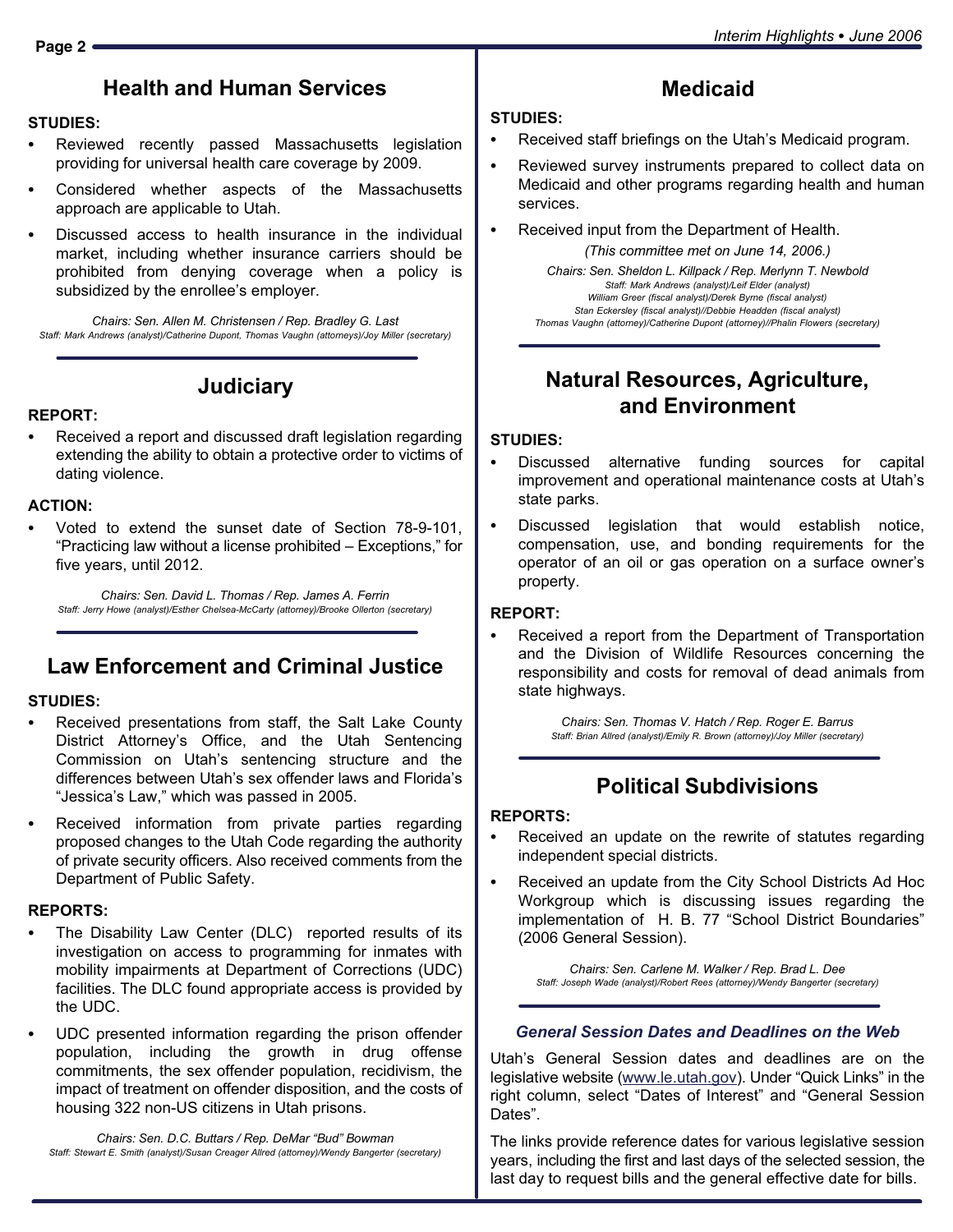## Health and Human Services

**STUDIES:**

- Reviewed recently passed Massachusetts legislation providing for universal health care coverage by 2009.
- Considered whether aspects of the Massachusetts approach are applicable to Utah.
- Discussed access to health insurance in the individual market, including whether insurance carriers should be prohibited from denying coverage when a policy is subsidized by the enrollee's employer.

*Chairs: Sen. Allen M. Christensen / Rep. Bradley G. Last*
*Staff: Mark Andrews (analyst)/Catherine Dupont, Thomas Vaughn (attorneys)/Joy Miller (secretary)*

## Judiciary

**REPORT:**

- Received a report and discussed draft legislation regarding extending the ability to obtain a protective order to victims of dating violence.

**ACTION:**

- Voted to extend the sunset date of Section 78-9-101, "Practicing law without a license prohibited – Exceptions," for five years, until 2012.

*Chairs: Sen. David L. Thomas / Rep. James A. Ferrin*
*Staff: Jerry Howe (analyst)/Esther Chelsea-McCarty (attorney)/Brooke Ollerton (secretary)*

## Law Enforcement and Criminal Justice

**STUDIES:**

- Received presentations from staff, the Salt Lake County District Attorney's Office, and the Utah Sentencing Commission on Utah's sentencing structure and the differences between Utah's sex offender laws and Florida's "Jessica's Law," which was passed in 2005.
- Received information from private parties regarding proposed changes to the Utah Code regarding the authority of private security officers. Also received comments from the Department of Public Safety.

**REPORTS:**

- The Disability Law Center (DLC) reported results of its investigation on access to programming for inmates with mobility impairments at Department of Corrections (UDC) facilities. The DLC found appropriate access is provided by the UDC.
- UDC presented information regarding the prison offender population, including the growth in drug offense commitments, the sex offender population, recidivism, the impact of treatment on offender disposition, and the costs of housing 322 non-US citizens in Utah prisons.

*Chairs: Sen. D.C. Buttars / Rep. DeMar "Bud" Bowman*
*Staff: Stewart E. Smith (analyst)/Susan Creager Allred (attorney)/Wendy Bangerter (secretary)*

## Medicaid

**STUDIES:**

- Received staff briefings on the Utah's Medicaid program.
- Reviewed survey instruments prepared to collect data on Medicaid and other programs regarding health and human services.
- Received input from the Department of Health.

*(This committee met on June 14, 2006.)*

*Chairs: Sen. Sheldon L. Killpack / Rep. Merlynn T. Newbold*
*Staff: Mark Andrews (analyst)/Leif Elder (analyst)*
*William Greer (fiscal analyst)/Derek Byrne (fiscal analyst)*
*Stan Eckersley (fiscal analyst)//Debbie Headden (fiscal analyst)*
*Thomas Vaughn (attorney)/Catherine Dupont (attorney)//Phalin Flowers (secretary)*

## Natural Resources, Agriculture, and Environment

**STUDIES:**

- Discussed alternative funding sources for capital improvement and operational maintenance costs at Utah's state parks.
- Discussed legislation that would establish notice, compensation, use, and bonding requirements for the operator of an oil or gas operation on a surface owner's property.

**REPORT:**

- Received a report from the Department of Transportation and the Division of Wildlife Resources concerning the responsibility and costs for removal of dead animals from state highways.

*Chairs: Sen. Thomas V. Hatch / Rep. Roger E. Barrus*
*Staff: Brian Allred (analyst)/Emily R. Brown (attorney)/Joy Miller (secretary)*

## Political Subdivisions

**REPORTS:**

- Received an update on the rewrite of statutes regarding independent special districts.
- Received an update from the City School Districts Ad Hoc Workgroup which is discussing issues regarding the implementation of H. B. 77 "School District Boundaries" (2006 General Session).

*Chairs: Sen. Carlene M. Walker / Rep. Brad L. Dee*
*Staff: Joseph Wade (analyst)/Robert Rees (attorney)/Wendy Bangerter (secretary)*

### *General Session Dates and Deadlines on the Web*

Utah's General Session dates and deadlines are on the legislative website (www.le.utah.gov). Under "Quick Links" in the right column, select "Dates of Interest" and "General Session Dates".

The links provide reference dates for various legislative session years, including the first and last days of the selected session, the last day to request bills and the general effective date for bills.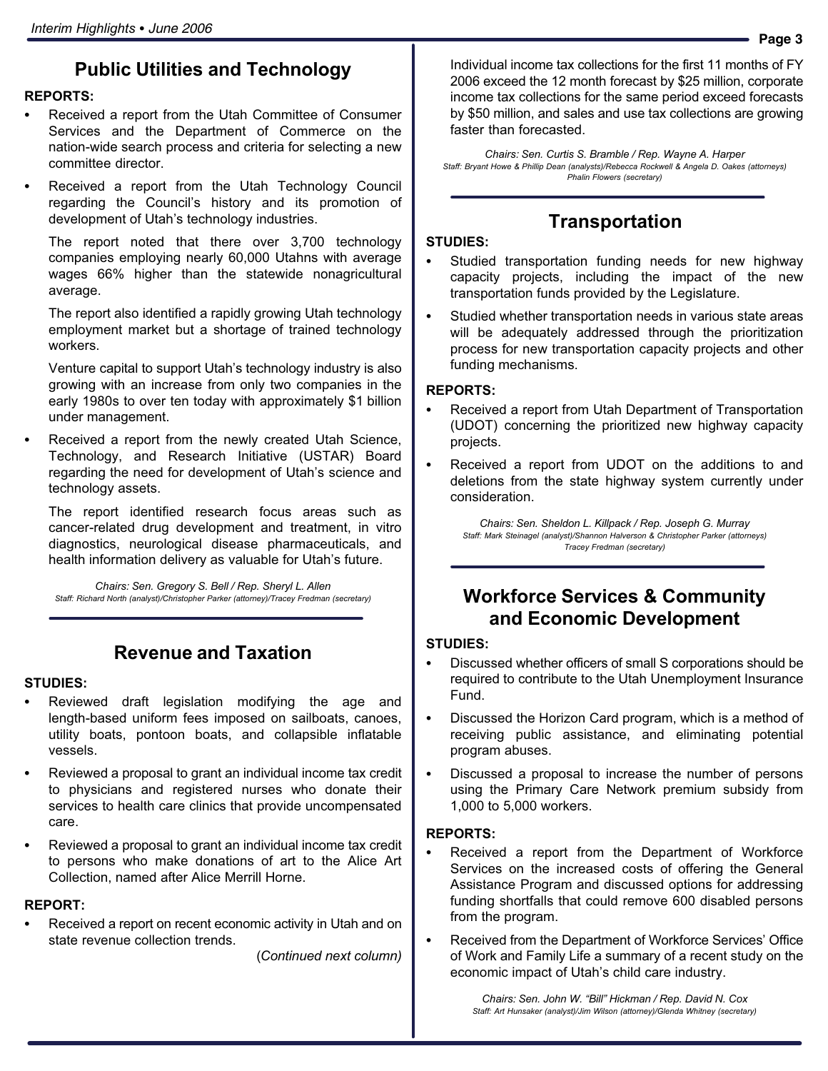## Public Utilities and Technology

**REPORTS:**

- Received a report from the Utah Committee of Consumer Services and the Department of Commerce on the nation-wide search process and criteria for selecting a new committee director.
- Received a report from the Utah Technology Council regarding the Council's history and its promotion of development of Utah's technology industries.

  The report noted that there over 3,700 technology companies employing nearly 60,000 Utahns with average wages 66% higher than the statewide nonagricultural average.

  The report also identified a rapidly growing Utah technology employment market but a shortage of trained technology workers.

  Venture capital to support Utah's technology industry is also growing with an increase from only two companies in the early 1980s to over ten today with approximately $1 billion under management.
- Received a report from the newly created Utah Science, Technology, and Research Initiative (USTAR) Board regarding the need for development of Utah's science and technology assets.

  The report identified research focus areas such as cancer-related drug development and treatment, in vitro diagnostics, neurological disease pharmaceuticals, and health information delivery as valuable for Utah's future.

*Chairs: Sen. Gregory S. Bell / Rep. Sheryl L. Allen*
*Staff: Richard North (analyst)/Christopher Parker (attorney)/Tracey Fredman (secretary)*

## Revenue and Taxation

**STUDIES:**

- Reviewed draft legislation modifying the age and length-based uniform fees imposed on sailboats, canoes, utility boats, pontoon boats, and collapsible inflatable vessels.
- Reviewed a proposal to grant an individual income tax credit to physicians and registered nurses who donate their services to health care clinics that provide uncompensated care.
- Reviewed a proposal to grant an individual income tax credit to persons who make donations of art to the Alice Art Collection, named after Alice Merrill Horne.

**REPORT:**

- Received a report on recent economic activity in Utah and on state revenue collection trends.

  Individual income tax collections for the first 11 months of FY 2006 exceed the 12 month forecast by $25 million, corporate income tax collections for the same period exceed forecasts by $50 million, and sales and use tax collections are growing faster than forecasted.

*Chairs: Sen. Curtis S. Bramble / Rep. Wayne A. Harper*
*Staff: Bryant Howe & Phillip Dean (analysts)/Rebecca Rockwell & Angela D. Oakes (attorneys)*
*Phalin Flowers (secretary)*

## Transportation

**STUDIES:**

- Studied transportation funding needs for new highway capacity projects, including the impact of the new transportation funds provided by the Legislature.
- Studied whether transportation needs in various state areas will be adequately addressed through the prioritization process for new transportation capacity projects and other funding mechanisms.

**REPORTS:**

- Received a report from Utah Department of Transportation (UDOT) concerning the prioritized new highway capacity projects.
- Received a report from UDOT on the additions to and deletions from the state highway system currently under consideration.

*Chairs: Sen. Sheldon L. Killpack / Rep. Joseph G. Murray*
*Staff: Mark Steinagel (analyst)/Shannon Halverson & Christopher Parker (attorneys)*
*Tracey Fredman (secretary)*

## Workforce Services & Community and Economic Development

**STUDIES:**

- Discussed whether officers of small S corporations should be required to contribute to the Utah Unemployment Insurance Fund.
- Discussed the Horizon Card program, which is a method of receiving public assistance, and eliminating potential program abuses.
- Discussed a proposal to increase the number of persons using the Primary Care Network premium subsidy from 1,000 to 5,000 workers.

**REPORTS:**

- Received a report from the Department of Workforce Services on the increased costs of offering the General Assistance Program and discussed options for addressing funding shortfalls that could remove 600 disabled persons from the program.
- Received from the Department of Workforce Services' Office of Work and Family Life a summary of a recent study on the economic impact of Utah's child care industry.

*Chairs: Sen. John W. "Bill" Hickman / Rep. David N. Cox*
*Staff: Art Hunsaker (analyst)/Jim Wilson (attorney)/Glenda Whitney (secretary)*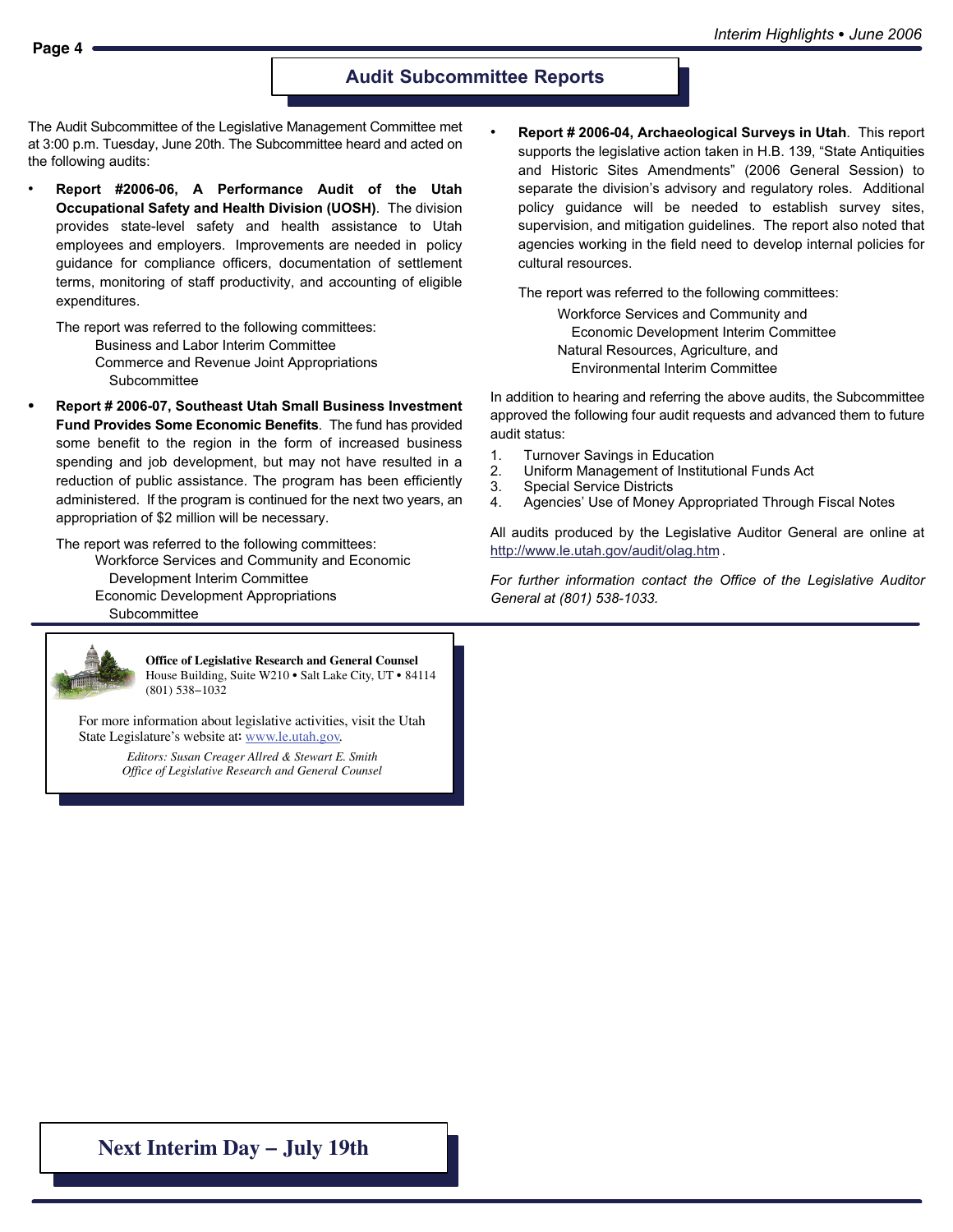## Audit Subcommittee Reports

The Audit Subcommittee of the Legislative Management Committee met at 3:00 p.m. Tuesday, June 20th. The Subcommittee heard and acted on the following audits:

- **Report #2006-06, A Performance Audit of the Utah Occupational Safety and Health Division (UOSH)**. The division provides state-level safety and health assistance to Utah employees and employers. Improvements are needed in policy guidance for compliance officers, documentation of settlement terms, monitoring of staff productivity, and accounting of eligible expenditures.

  The report was referred to the following committees:
  - Business and Labor Interim Committee
  - Commerce and Revenue Joint Appropriations Subcommittee

- **Report # 2006-07, Southeast Utah Small Business Investment Fund Provides Some Economic Benefits**. The fund has provided some benefit to the region in the form of increased business spending and job development, but may not have resulted in a reduction of public assistance. The program has been efficiently administered. If the program is continued for the next two years, an appropriation of $2 million will be necessary.

  The report was referred to the following committees:
  - Workforce Services and Community and Economic Development Interim Committee
  - Economic Development Appropriations Subcommittee

- **Report # 2006-04, Archaeological Surveys in Utah**. This report supports the legislative action taken in H.B. 139, "State Antiquities and Historic Sites Amendments" (2006 General Session) to separate the division's advisory and regulatory roles. Additional policy guidance will be needed to establish survey sites, supervision, and mitigation guidelines. The report also noted that agencies working in the field need to develop internal policies for cultural resources.

  The report was referred to the following committees:
  - Workforce Services and Community and Economic Development Interim Committee
  - Natural Resources, Agriculture, and Environmental Interim Committee

In addition to hearing and referring the above audits, the Subcommittee approved the following four audit requests and advanced them to future audit status:

1. Turnover Savings in Education
2. Uniform Management of Institutional Funds Act
3. Special Service Districts
4. Agencies' Use of Money Appropriated Through Fiscal Notes

All audits produced by the Legislative Auditor General are online at http://www.le.utah.gov/audit/olag.htm.

*For further information contact the Office of the Legislative Auditor General at (801) 538-1033.*

---

**Office of Legislative Research and General Counsel**
House Building, Suite W210 • Salt Lake City, UT • 84114
(801) 538–1032

For more information about legislative activities, visit the Utah State Legislature's website at: www.le.utah.gov.

*Editors: Susan Creager Allred & Stewart E. Smith*
*Office of Legislative Research and General Counsel*

---

## Next Interim Day – July 19th